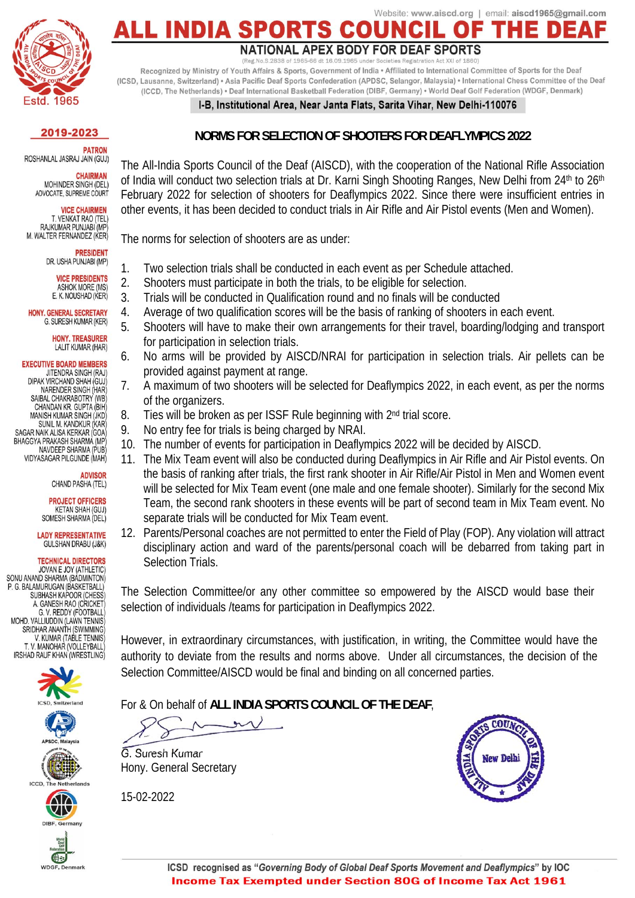Website: www.aiscd.org | email: aiscd1965@gmail.com

# ALL INDIA SPORTS COUNCIL OF THE DEAF

**NATIONAL APEX BODY FOR DEAF SPORTS**

(Reg.No.S.2838 of 1965-66 dt 16.09.1965 under Societies Registration Act XXI of 1860)

Recognized by Ministry of Youth Affairs & Sports, Government of India • Affiliated to International Committee of Sports for the Deaf (ICSD, Lausanne, Switzerland) • Asia Pacific Deaf Sports Confederation (APDSC, Selangor, Malaysia) • International Chess Committee of the Deaf (ICCD, The Netherlands) • Deaf International Basketball Federation (DIBF, Germany) • World Deaf Golf Federation (WDGF, Denmark)

**I-B, Institutional Area, Near Janta Flats, Sarita Vihar, New Delhi-110076**

Estd. 1965

**2019-2023**

**PATRON**
ROSHANLAL JASRAJ JAIN (GUJ)

**CHAIRMAN**
MOHINDER SINGH (DEL)
ADVOCATE, SUPREME COURT

**VICE CHAIRMEN**
T. VENKAT RAO (TEL)
RAJKUMAR PUNJABI (MP)
M. WALTER FERNANDEZ (KER)

**PRESIDENT**
DR. USHA PUNJABI (MP)

**VICE PRESIDENTS**
ASHOK MORE (MS)
E. K. NOUSHAD (KER)

**HONY. GENERAL SECRETARY**
G. SURESH KUMAR (KER)

**HONY. TREASURER**
LALIT KUMAR (HAR)

**EXECUTIVE BOARD MEMBERS**
JITENDRA SINGH (RAJ)
DIPAK VIRCHAND SHAH (GUJ)
NARENDER SINGH (HAR)
SAIBAL CHAKRABOTRY (WB)
MANISH KUMAR SINGH (JKD)
CHANDAN KR. GUPTA (BIH)
SUNIL M. KANDKUR (KAR)
SAGAR NAIK ALISA KERKAR (GOA)
BHAGGYA PRAKASH SHARMA (MP)
NAVDEEP SHARMA (PUB)
VIDYASAGAR PILGUNDE (MAH)

**ADVISOR**
CHAND PASHA (TEL)

**PROJECT OFFICERS**
KETAN SHAH (GUJ)
SOMESH SHARMA (DEL)

**LADY REPRESENTATIVE**
GULSHAN DRABU (J&K)

**TECHNICAL DIRECTORS**
JOVAN E JOY (ATHLETIC)
SONU ANAND SHARMA (BADMINTON)
P. G. BALAMURUGAN (BASKETBALL)
SUBHASH KAPOOR (CHESS)
A. GANESH RAO (CRICKET)
G. V. REDDY (FOOTBALL)
MOHD. VALLIUDDIN (LAWN TENNIS)
SRIDHAR ANANTH (SWIMMING)
V. KUMAR (TABLE TENNIS)
T. V. MANOHAR (VOLLEYBALL)
IRSHAD RAUF KHAN (WRESTLING)

ICSD, Switzerland · APDSC, Malaysia · ICCD, The Netherlands · DIBF, Germany · WDGF, Denmark

## NORMS FOR SELECTION OF SHOOTERS FOR DEAFLYMPICS 2022

The All-India Sports Council of the Deaf (AISCD), with the cooperation of the National Rifle Association of India will conduct two selection trials at Dr. Karni Singh Shooting Ranges, New Delhi from 24th to 26th February 2022 for selection of shooters for Deaflympics 2022. Since there were insufficient entries in other events, it has been decided to conduct trials in Air Rifle and Air Pistol events (Men and Women).

The norms for selection of shooters are as under:

1. Two selection trials shall be conducted in each event as per Schedule attached.
2. Shooters must participate in both the trials, to be eligible for selection.
3. Trials will be conducted in Qualification round and no finals will be conducted
4. Average of two qualification scores will be the basis of ranking of shooters in each event.
5. Shooters will have to make their own arrangements for their travel, boarding/lodging and transport for participation in selection trials.
6. No arms will be provided by AISCD/NRAI for participation in selection trials. Air pellets can be provided against payment at range.
7. A maximum of two shooters will be selected for Deaflympics 2022, in each event, as per the norms of the organizers.
8. Ties will be broken as per ISSF Rule beginning with 2nd trial score.
9. No entry fee for trials is being charged by NRAI.
10. The number of events for participation in Deaflympics 2022 will be decided by AISCD.
11. The Mix Team event will also be conducted during Deaflympics in Air Rifle and Air Pistol events. On the basis of ranking after trials, the first rank shooter in Air Rifle/Air Pistol in Men and Women event will be selected for Mix Team event (one male and one female shooter). Similarly for the second Mix Team, the second rank shooters in these events will be part of second team in Mix Team event. No separate trials will be conducted for Mix Team event.
12. Parents/Personal coaches are not permitted to enter the Field of Play (FOP). Any violation will attract disciplinary action and ward of the parents/personal coach will be debarred from taking part in Selection Trials.

The Selection Committee/or any other committee so empowered by the AISCD would base their selection of individuals /teams for participation in Deaflympics 2022.

However, in extraordinary circumstances, with justification, in writing, the Committee would have the authority to deviate from the results and norms above. Under all circumstances, the decision of the Selection Committee/AISCD would be final and binding on all concerned parties.

For & On behalf of **ALL INDIA SPORTS COUNCIL OF THE DEAF**,

G. Suresh Kumar
Hony. General Secretary

15-02-2022

ICSD recognised as "*Governing Body of Global Deaf Sports Movement and Deaflympics*" by IOC
**Income Tax Exempted under Section 80G of Income Tax Act 1961**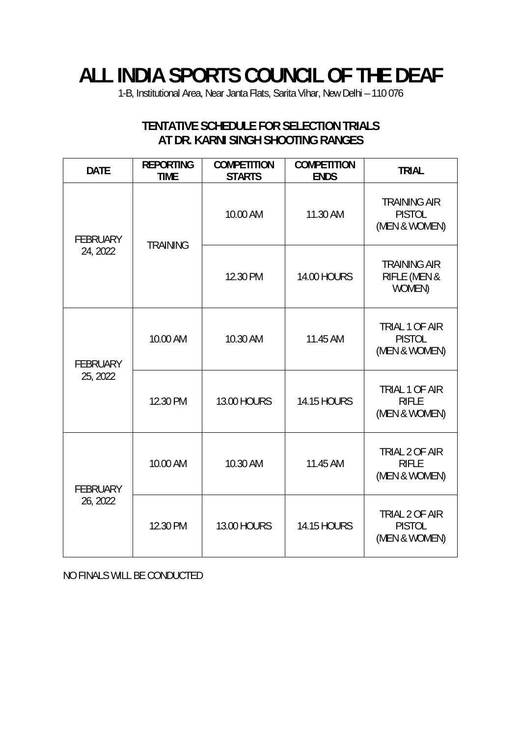# ALL INDIA SPORTS COUNCIL OF THE DEAF

1-B, Institutional Area, Near Janta Flats, Sarita Vihar, New Delhi – 110 076

## TENTATIVE SCHEDULE FOR SELECTION TRIALS AT DR. KARNI SINGH SHOOTING RANGES

| DATE | REPORTING TIME | COMPETITION STARTS | COMPETITION ENDS | TRIAL |
|---|---|---|---|---|
| FEBRUARY 24, 2022 | TRAINING | 10.00 AM | 11.30 AM | TRAINING AIR PISTOL (MEN & WOMEN) |
| | | 12.30 PM | 14.00 HOURS | TRAINING AIR RIFLE (MEN & WOMEN) |
| FEBRUARY 25, 2022 | 10.00 AM | 10.30 AM | 11.45 AM | TRIAL 1 OF AIR PISTOL (MEN & WOMEN) |
| | 12.30 PM | 13.00 HOURS | 14.15 HOURS | TRIAL 1 OF AIR RIFLE (MEN & WOMEN) |
| FEBRUARY 26, 2022 | 10.00 AM | 10.30 AM | 11.45 AM | TRIAL 2 OF AIR RIFLE (MEN & WOMEN) |
| | 12.30 PM | 13.00 HOURS | 14.15 HOURS | TRIAL 2 OF AIR PISTOL (MEN & WOMEN) |

NO FINALS WILL BE CONDUCTED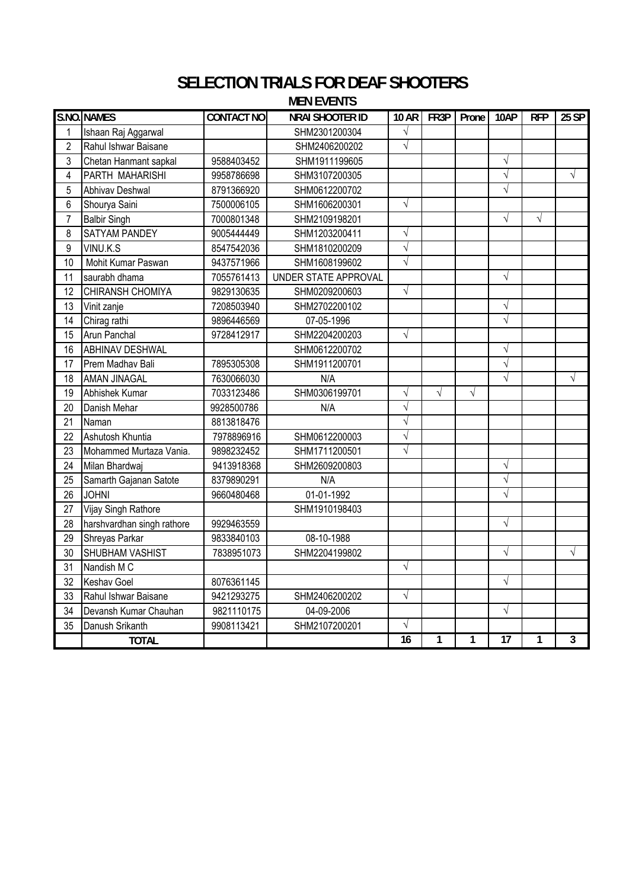# SELECTION TRIALS FOR DEAF SHOOTERS

## MEN EVENTS

| S.NO. | NAMES | CONTACT NO | NRAI SHOOTER ID | 10 AR | FR3P | Prone | 10AP | RFP | 25 SP |
|---|---|---|---|---|---|---|---|---|---|
| 1 | Ishaan Raj Aggarwal | | SHM2301200304 | √ | | | | | |
| 2 | Rahul Ishwar Baisane | | SHM2406200202 | √ | | | | | |
| 3 | Chetan Hanmant sapkal | 9588403452 | SHM1911199605 | | | | √ | | |
| 4 | PARTH MAHARISHI | 9958786698 | SHM3107200305 | | | | √ | | √ |
| 5 | Abhivav Deshwal | 8791366920 | SHM0612200702 | | | | √ | | |
| 6 | Shourya Saini | 7500006105 | SHM1606200301 | √ | | | | | |
| 7 | Balbir Singh | 7000801348 | SHM2109198201 | | | | √ | √ | |
| 8 | SATYAM PANDEY | 9005444449 | SHM1203200411 | √ | | | | | |
| 9 | VINU.K.S | 8547542036 | SHM1810200209 | √ | | | | | |
| 10 | Mohit Kumar Paswan | 9437571966 | SHM1608199602 | √ | | | | | |
| 11 | saurabh dhama | 7055761413 | UNDER STATE APPROVAL | | | | √ | | |
| 12 | CHIRANSH CHOMIYA | 9829130635 | SHM0209200603 | √ | | | | | |
| 13 | Vinit zanje | 7208503940 | SHM2702200102 | | | | √ | | |
| 14 | Chirag rathi | 9896446569 | 07-05-1996 | | | | √ | | |
| 15 | Arun Panchal | 9728412917 | SHM2204200203 | √ | | | | | |
| 16 | ABHINAV DESHWAL | | SHM0612200702 | | | | √ | | |
| 17 | Prem Madhav Bali | 7895305308 | SHM1911200701 | | | | √ | | |
| 18 | AMAN JINAGAL | 7630066030 | N/A | | | | √ | | √ |
| 19 | Abhishek Kumar | 7033123486 | SHM0306199701 | √ | √ | √ | | | |
| 20 | Danish Mehar | 9928500786 | N/A | √ | | | | | |
| 21 | Naman | 8813818476 | | √ | | | | | |
| 22 | Ashutosh Khuntia | 7978896916 | SHM0612200003 | √ | | | | | |
| 23 | Mohammed Murtaza Vania. | 9898232452 | SHM1711200501 | √ | | | | | |
| 24 | Milan Bhardwaj | 9413918368 | SHM2609200803 | | | | √ | | |
| 25 | Samarth Gajanan Satote | 8379890291 | N/A | | | | √ | | |
| 26 | JOHNI | 9660480468 | 01-01-1992 | | | | √ | | |
| 27 | Vijay Singh Rathore | | SHM1910198403 | | | | | | |
| 28 | harshvardhan singh rathore | 9929463559 | | | | | √ | | |
| 29 | Shreyas Parkar | 9833840103 | 08-10-1988 | | | | | | |
| 30 | SHUBHAM VASHIST | 7838951073 | SHM2204199802 | | | | √ | | √ |
| 31 | Nandish M C | | | √ | | | | | |
| 32 | Keshav Goel | 8076361145 | | | | | √ | | |
| 33 | Rahul Ishwar Baisane | 9421293275 | SHM2406200202 | √ | | | | | |
| 34 | Devansh Kumar Chauhan | 9821110175 | 04-09-2006 | | | | √ | | |
| 35 | Danush Srikanth | 9908113421 | SHM2107200201 | √ | | | | | |
| | **TOTAL** | | | **16** | **1** | **1** | **17** | **1** | **3** |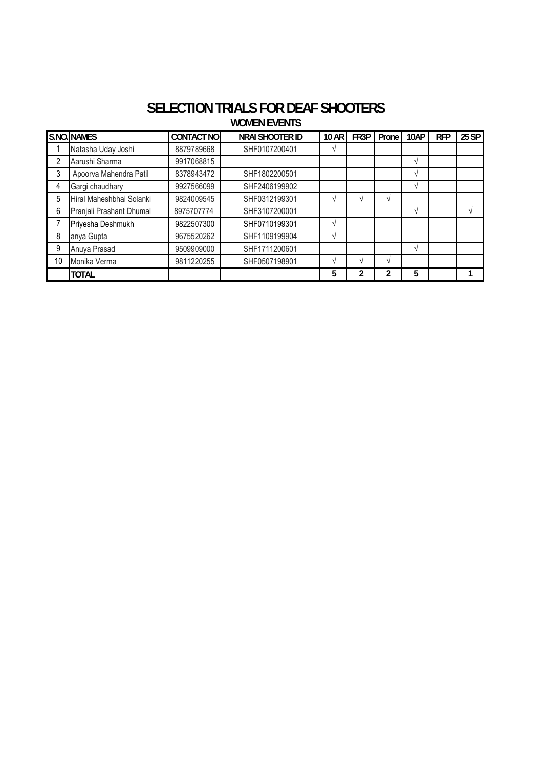# SELECTION TRIALS FOR DEAF SHOOTERS

## WOMEN EVENTS

| S.NO. | NAMES | CONTACT NO | NRAI SHOOTER ID | 10 AR | FR3P | Prone | 10AP | RFP | 25 SP |
|---|---|---|---|---|---|---|---|---|---|
| 1 | Natasha Uday Joshi | 8879789668 | SHF0107200401 | √ | | | | | |
| 2 | Aarushi Sharma | 9917068815 | | | | | √ | | |
| 3 | Apoorva Mahendra Patil | 8378943472 | SHF1802200501 | | | | √ | | |
| 4 | Gargi chaudhary | 9927566099 | SHF2406199902 | | | | √ | | |
| 5 | Hiral Maheshbhai Solanki | 9824009545 | SHF0312199301 | √ | √ | √ | | | |
| 6 | Pranjali Prashant Dhumal | 8975707774 | SHF3107200001 | | | | √ | | √ |
| 7 | Priyesha Deshmukh | 9822507300 | SHF0710199301 | √ | | | | | |
| 8 | anya Gupta | 9675520262 | SHF1109199904 | √ | | | | | |
| 9 | Anuya Prasad | 9509909000 | SHF1711200601 | | | | √ | | |
| 10 | Monika Verma | 9811220255 | SHF0507198901 | √ | √ | √ | | | |
| | TOTAL | | | 5 | 2 | 2 | 5 | | 1 |